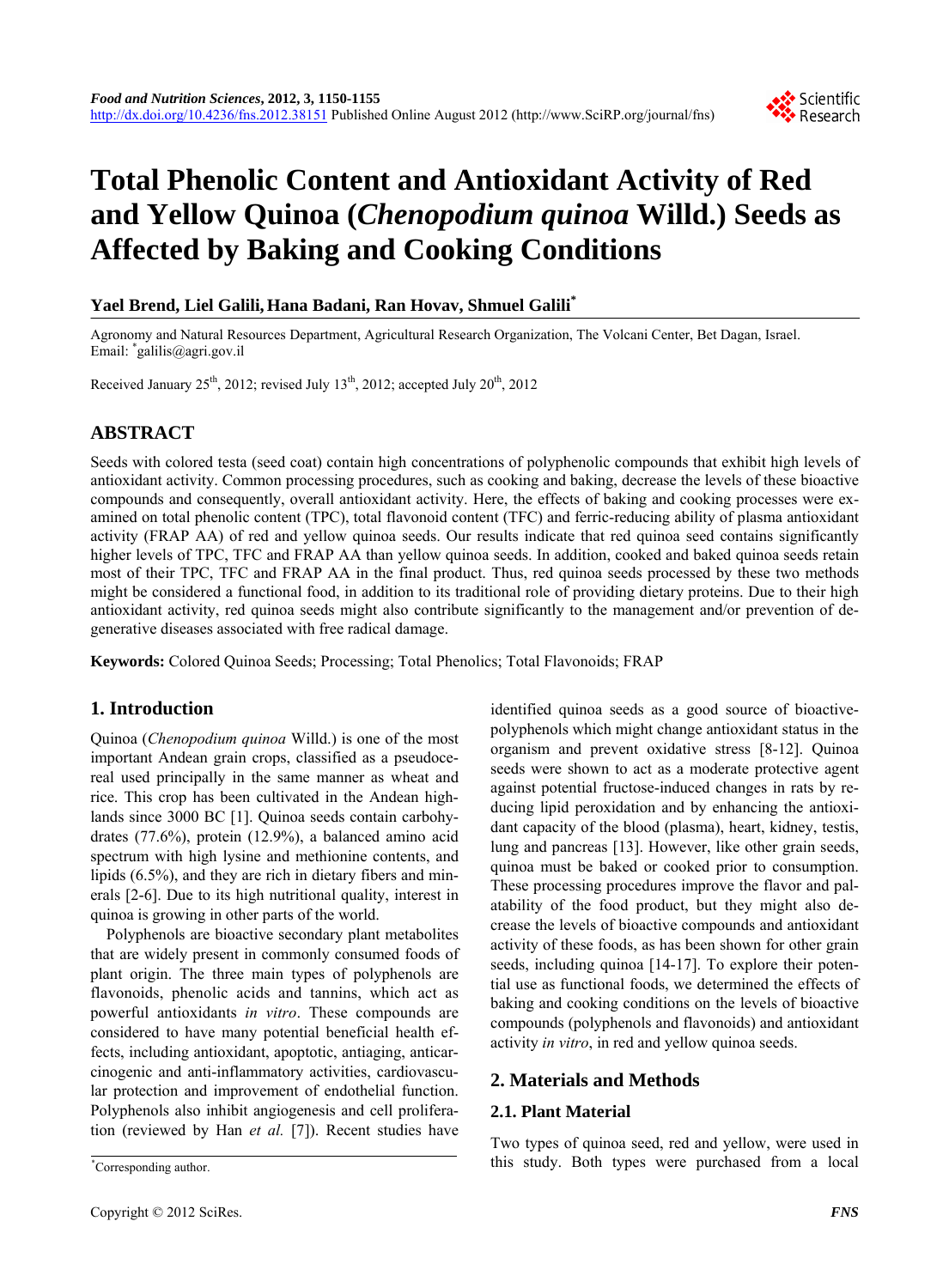# Total Phenolic Content and Antioxidant Activity of Red and Yellow Quinoa (*Chenopodium quinoa* Willd.) Seeds as Affected by Baking and Cooking Conditions

**Yael Brend, Liel Galili, Hana Badani, Ran Hovav, Shmuel Galili***

Agronomy and Natural Resources Department, Agricultural Research Organization, The Volcani Center, Bet Dagan, Israel.
Email: *galilis@agri.gov.il

Received January 25th, 2012; revised July 13th, 2012; accepted July 20th, 2012

## ABSTRACT

Seeds with colored testa (seed coat) contain high concentrations of polyphenolic compounds that exhibit high levels of antioxidant activity. Common processing procedures, such as cooking and baking, decrease the levels of these bioactive compounds and consequently, overall antioxidant activity. Here, the effects of baking and cooking processes were examined on total phenolic content (TPC), total flavonoid content (TFC) and ferric-reducing ability of plasma antioxidant activity (FRAP AA) of red and yellow quinoa seeds. Our results indicate that red quinoa seed contains significantly higher levels of TPC, TFC and FRAP AA than yellow quinoa seeds. In addition, cooked and baked quinoa seeds retain most of their TPC, TFC and FRAP AA in the final product. Thus, red quinoa seeds processed by these two methods might be considered a functional food, in addition to its traditional role of providing dietary proteins. Due to their high antioxidant activity, red quinoa seeds might also contribute significantly to the management and/or prevention of degenerative diseases associated with free radical damage.

**Keywords:** Colored Quinoa Seeds; Processing; Total Phenolics; Total Flavonoids; FRAP

## 1. Introduction

Quinoa (*Chenopodium quinoa* Willd.) is one of the most important Andean grain crops, classified as a pseudocereal used principally in the same manner as wheat and rice. This crop has been cultivated in the Andean highlands since 3000 BC [1]. Quinoa seeds contain carbohydrates (77.6%), protein (12.9%), a balanced amino acid spectrum with high lysine and methionine contents, and lipids (6.5%), and they are rich in dietary fibers and minerals [2-6]. Due to its high nutritional quality, interest in quinoa is growing in other parts of the world.

Polyphenols are bioactive secondary plant metabolites that are widely present in commonly consumed foods of plant origin. The three main types of polyphenols are flavonoids, phenolic acids and tannins, which act as powerful antioxidants *in vitro*. These compounds are considered to have many potential beneficial health effects, including antioxidant, apoptotic, antiaging, anticarcinogenic and anti-inflammatory activities, cardiovascular protection and improvement of endothelial function. Polyphenols also inhibit angiogenesis and cell proliferation (reviewed by Han *et al.* [7]). Recent studies have identified quinoa seeds as a good source of bioactive-polyphenols which might change antioxidant status in the organism and prevent oxidative stress [8-12]. Quinoa seeds were shown to act as a moderate protective agent against potential fructose-induced changes in rats by reducing lipid peroxidation and by enhancing the antioxidant capacity of the blood (plasma), heart, kidney, testis, lung and pancreas [13]. However, like other grain seeds, quinoa must be baked or cooked prior to consumption. These processing procedures improve the flavor and palatability of the food product, but they might also decrease the levels of bioactive compounds and antioxidant activity of these foods, as has been shown for other grain seeds, including quinoa [14-17]. To explore their potential use as functional foods, we determined the effects of baking and cooking conditions on the levels of bioactive compounds (polyphenols and flavonoids) and antioxidant activity *in vitro*, in red and yellow quinoa seeds.

## 2. Materials and Methods

### 2.1. Plant Material

Two types of quinoa seed, red and yellow, were used in this study. Both types were purchased from a local

*Corresponding author.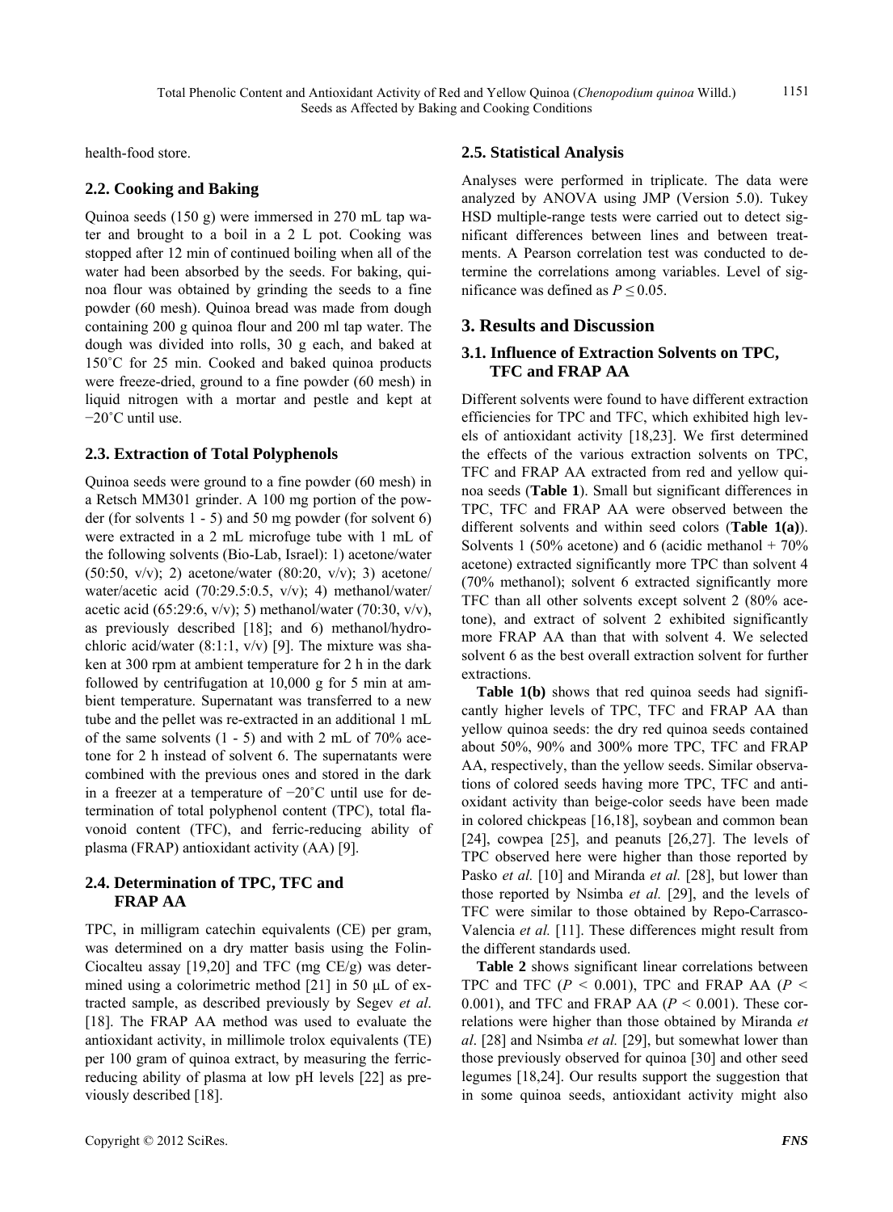health-food store.

## 2.2. Cooking and Baking

Quinoa seeds (150 g) were immersed in 270 mL tap water and brought to a boil in a 2 L pot. Cooking was stopped after 12 min of continued boiling when all of the water had been absorbed by the seeds. For baking, quinoa flour was obtained by grinding the seeds to a fine powder (60 mesh). Quinoa bread was made from dough containing 200 g quinoa flour and 200 ml tap water. The dough was divided into rolls, 30 g each, and baked at 150˚C for 25 min. Cooked and baked quinoa products were freeze-dried, ground to a fine powder (60 mesh) in liquid nitrogen with a mortar and pestle and kept at −20˚C until use.

## 2.3. Extraction of Total Polyphenols

Quinoa seeds were ground to a fine powder (60 mesh) in a Retsch MM301 grinder. A 100 mg portion of the powder (for solvents 1 - 5) and 50 mg powder (for solvent 6) were extracted in a 2 mL microfuge tube with 1 mL of the following solvents (Bio-Lab, Israel): 1) acetone/water (50:50, v/v); 2) acetone/water (80:20, v/v); 3) acetone/water/acetic acid (70:29.5:0.5, v/v); 4) methanol/water/acetic acid (65:29:6, v/v); 5) methanol/water (70:30, v/v), as previously described [18]; and 6) methanol/hydrochloric acid/water (8:1:1, v/v) [9]. The mixture was shaken at 300 rpm at ambient temperature for 2 h in the dark followed by centrifugation at 10,000 g for 5 min at ambient temperature. Supernatant was transferred to a new tube and the pellet was re-extracted in an additional 1 mL of the same solvents (1 - 5) and with 2 mL of 70% acetone for 2 h instead of solvent 6. The supernatants were combined with the previous ones and stored in the dark in a freezer at a temperature of −20˚C until use for determination of total polyphenol content (TPC), total flavonoid content (TFC), and ferric-reducing ability of plasma (FRAP) antioxidant activity (AA) [9].

## 2.4. Determination of TPC, TFC and FRAP AA

TPC, in milligram catechin equivalents (CE) per gram, was determined on a dry matter basis using the Folin-Ciocalteu assay [19,20] and TFC (mg CE/g) was determined using a colorimetric method [21] in 50 µL of extracted sample, as described previously by Segev *et al*. [18]. The FRAP AA method was used to evaluate the antioxidant activity, in millimole trolox equivalents (TE) per 100 gram of quinoa extract, by measuring the ferric-reducing ability of plasma at low pH levels [22] as previously described [18].

## 2.5. Statistical Analysis

Analyses were performed in triplicate. The data were analyzed by ANOVA using JMP (Version 5.0). Tukey HSD multiple-range tests were carried out to detect significant differences between lines and between treatments. A Pearson correlation test was conducted to determine the correlations among variables. Level of significance was defined as $P \leq 0.05$.

# 3. Results and Discussion

## 3.1. Influence of Extraction Solvents on TPC, TFC and FRAP AA

Different solvents were found to have different extraction efficiencies for TPC and TFC, which exhibited high levels of antioxidant activity [18,23]. We first determined the effects of the various extraction solvents on TPC, TFC and FRAP AA extracted from red and yellow quinoa seeds (**Table 1**). Small but significant differences in TPC, TFC and FRAP AA were observed between the different solvents and within seed colors (**Table 1(a)**). Solvents 1 (50% acetone) and 6 (acidic methanol + 70% acetone) extracted significantly more TPC than solvent 4 (70% methanol); solvent 6 extracted significantly more TFC than all other solvents except solvent 2 (80% acetone), and extract of solvent 2 exhibited significantly more FRAP AA than that with solvent 4. We selected solvent 6 as the best overall extraction solvent for further extractions.

**Table 1(b)** shows that red quinoa seeds had significantly higher levels of TPC, TFC and FRAP AA than yellow quinoa seeds: the dry red quinoa seeds contained about 50%, 90% and 300% more TPC, TFC and FRAP AA, respectively, than the yellow seeds. Similar observations of colored seeds having more TPC, TFC and antioxidant activity than beige-color seeds have been made in colored chickpeas [16,18], soybean and common bean [24], cowpea [25], and peanuts [26,27]. The levels of TPC observed here were higher than those reported by Pasko *et al.* [10] and Miranda *et al.* [28], but lower than those reported by Nsimba *et al.* [29], and the levels of TFC were similar to those obtained by Repo-Carrasco-Valencia *et al.* [11]. These differences might result from the different standards used.

**Table 2** shows significant linear correlations between TPC and TFC ($P < 0.001$), TPC and FRAP AA ($P < 0.001$), and TFC and FRAP AA ($P < 0.001$). These correlations were higher than those obtained by Miranda *et al*. [28] and Nsimba *et al.* [29], but somewhat lower than those previously observed for quinoa [30] and other seed legumes [18,24]. Our results support the suggestion that in some quinoa seeds, antioxidant activity might also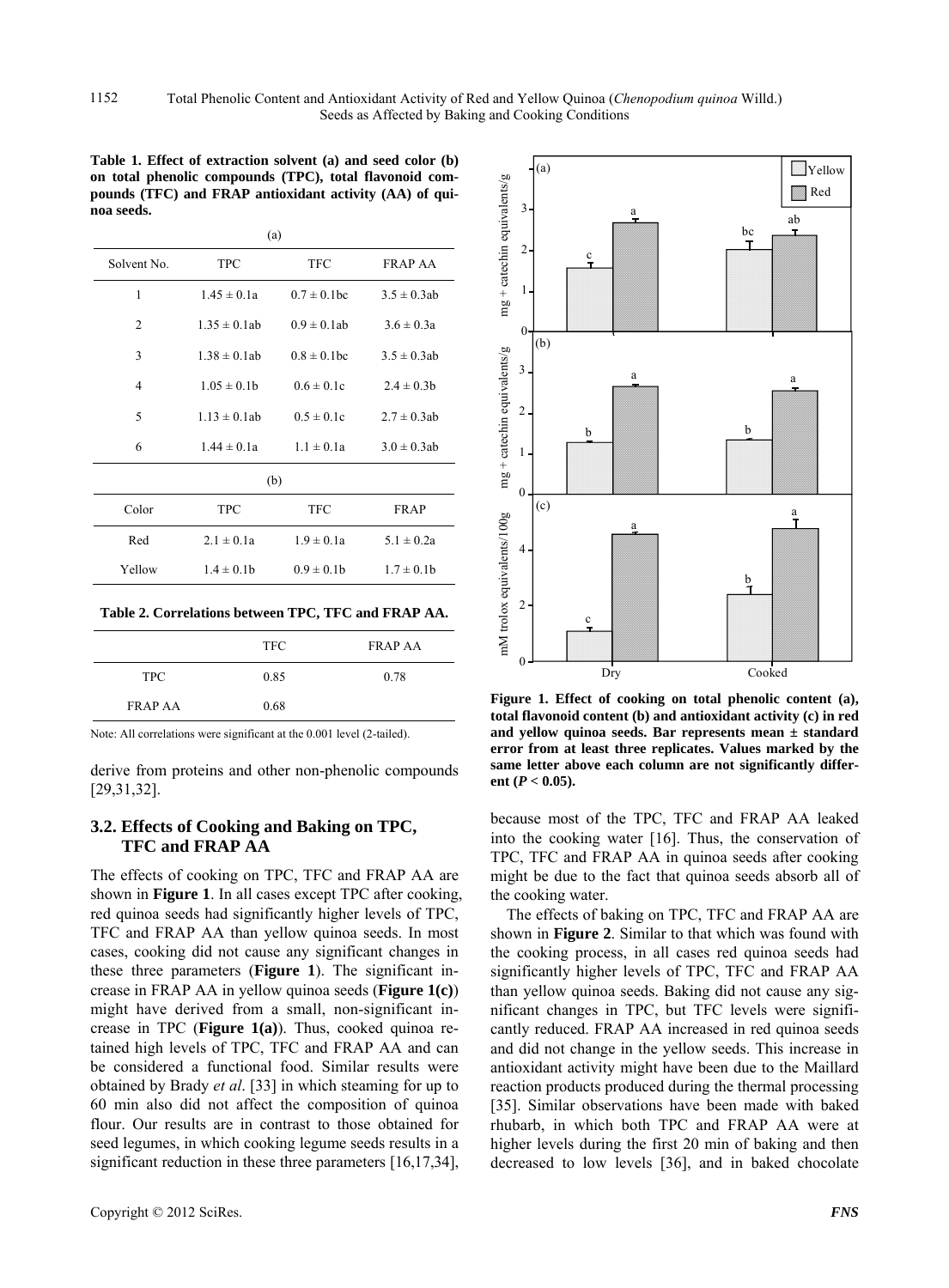**Table 1. Effect of extraction solvent (a) and seed color (b) on total phenolic compounds (TPC), total flavonoid compounds (TFC) and FRAP antioxidant activity (AA) of quinoa seeds.**

(a)

| Solvent No. | TPC | TFC | FRAP AA |
|---|---|---|---|
| 1 | 1.45 ± 0.1a | 0.7 ± 0.1bc | 3.5 ± 0.3ab |
| 2 | 1.35 ± 0.1ab | 0.9 ± 0.1ab | 3.6 ± 0.3a |
| 3 | 1.38 ± 0.1ab | 0.8 ± 0.1bc | 3.5 ± 0.3ab |
| 4 | 1.05 ± 0.1b | 0.6 ± 0.1c | 2.4 ± 0.3b |
| 5 | 1.13 ± 0.1ab | 0.5 ± 0.1c | 2.7 ± 0.3ab |
| 6 | 1.44 ± 0.1a | 1.1 ± 0.1a | 3.0 ± 0.3ab |

(b)

| Color | TPC | TFC | FRAP |
|---|---|---|---|
| Red | 2.1 ± 0.1a | 1.9 ± 0.1a | 5.1 ± 0.2a |
| Yellow | 1.4 ± 0.1b | 0.9 ± 0.1b | 1.7 ± 0.1b |

**Table 2. Correlations between TPC, TFC and FRAP AA.**

| | TFC | FRAP AA |
|---|---|---|
| TPC | 0.85 | 0.78 |
| FRAP AA | 0.68 | |

Note: All correlations were significant at the 0.001 level (2-tailed).

derive from proteins and other non-phenolic compounds [29,31,32].

### 3.2. Effects of Cooking and Baking on TPC, TFC and FRAP AA

The effects of cooking on TPC, TFC and FRAP AA are shown in **Figure 1**. In all cases except TPC after cooking, red quinoa seeds had significantly higher levels of TPC, TFC and FRAP AA than yellow quinoa seeds. In most cases, cooking did not cause any significant changes in these three parameters (**Figure 1**). The significant increase in FRAP AA in yellow quinoa seeds (**Figure 1(c)**) might have derived from a small, non-significant increase in TPC (**Figure 1(a)**). Thus, cooked quinoa retained high levels of TPC, TFC and FRAP AA and can be considered a functional food. Similar results were obtained by Brady *et al*. [33] in which steaming for up to 60 min also did not affect the composition of quinoa flour. Our results are in contrast to those obtained for seed legumes, in which cooking legume seeds results in a significant reduction in these three parameters [16,17,34], because most of the TPC, TFC and FRAP AA leaked into the cooking water [16]. Thus, the conservation of TPC, TFC and FRAP AA in quinoa seeds after cooking might be due to the fact that quinoa seeds absorb all of the cooking water.

**Figure 1. Effect of cooking on total phenolic content (a), total flavonoid content (b) and antioxidant activity (c) in red and yellow quinoa seeds. Bar represents mean ± standard error from at least three replicates. Values marked by the same letter above each column are not significantly different ($P < 0.05$).**

The effects of baking on TPC, TFC and FRAP AA are shown in **Figure 2**. Similar to that which was found with the cooking process, in all cases red quinoa seeds had significantly higher levels of TPC, TFC and FRAP AA than yellow quinoa seeds. Baking did not cause any significant changes in TPC, but TFC levels were significantly reduced. FRAP AA increased in red quinoa seeds and did not change in the yellow seeds. This increase in antioxidant activity might have been due to the Maillard reaction products produced during the thermal processing [35]. Similar observations have been made with baked rhubarb, in which both TPC and FRAP AA were at higher levels during the first 20 min of baking and then decreased to low levels [36], and in baked chocolate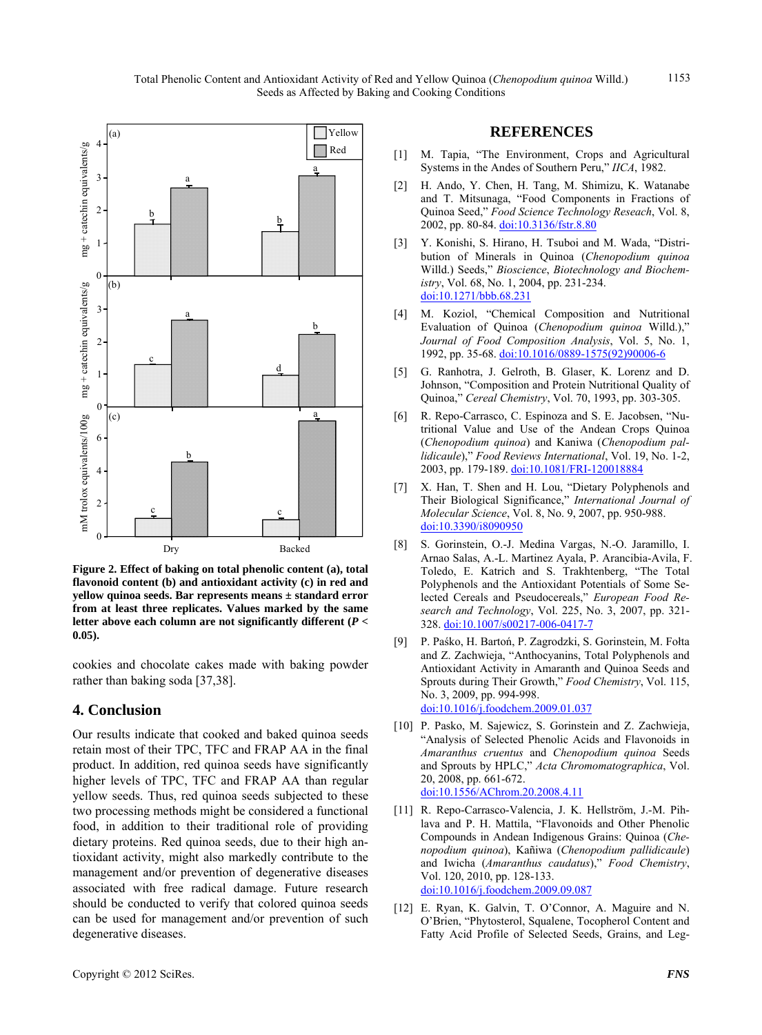**Figure 2. Effect of baking on total phenolic content (a), total flavonoid content (b) and antioxidant activity (c) in red and yellow quinoa seeds. Bar represents means ± standard error from at least three replicates. Values marked by the same letter above each column are not significantly different ($P < 0.05$).**

cookies and chocolate cakes made with baking powder rather than baking soda [37,38].

## 4. Conclusion

Our results indicate that cooked and baked quinoa seeds retain most of their TPC, TFC and FRAP AA in the final product. In addition, red quinoa seeds have significantly higher levels of TPC, TFC and FRAP AA than regular yellow seeds. Thus, red quinoa seeds subjected to these two processing methods might be considered a functional food, in addition to their traditional role of providing dietary proteins. Red quinoa seeds, due to their high antioxidant activity, might also markedly contribute to the management and/or prevention of degenerative diseases associated with free radical damage. Future research should be conducted to verify that colored quinoa seeds can be used for management and/or prevention of such degenerative diseases.

## REFERENCES

[1] M. Tapia, "The Environment, Crops and Agricultural Systems in the Andes of Southern Peru," *IICA*, 1982.

[2] H. Ando, Y. Chen, H. Tang, M. Shimizu, K. Watanabe and T. Mitsunaga, "Food Components in Fractions of Quinoa Seed," *Food Science Technology Reseach*, Vol. 8, 2002, pp. 80-84. doi:10.3136/fstr.8.80

[3] Y. Konishi, S. Hirano, H. Tsuboi and M. Wada, "Distribution of Minerals in Quinoa (*Chenopodium quinoa* Willd.) Seeds," *Bioscience, Biotechnology and Biochemistry*, Vol. 68, No. 1, 2004, pp. 231-234. doi:10.1271/bbb.68.231

[4] M. Koziol, "Chemical Composition and Nutritional Evaluation of Quinoa (*Chenopodium quinoa* Willd.)," *Journal of Food Composition Analysis*, Vol. 5, No. 1, 1992, pp. 35-68. doi:10.1016/0889-1575(92)90006-6

[5] G. Ranhotra, J. Gelroth, B. Glaser, K. Lorenz and D. Johnson, "Composition and Protein Nutritional Quality of Quinoa," *Cereal Chemistry*, Vol. 70, 1993, pp. 303-305.

[6] R. Repo-Carrasco, C. Espinoza and S. E. Jacobsen, "Nutritional Value and Use of the Andean Crops Quinoa (*Chenopodium quinoa*) and Kaniwa (*Chenopodium pallidicaule*)," *Food Reviews International*, Vol. 19, No. 1-2, 2003, pp. 179-189. doi:10.1081/FRI-120018884

[7] X. Han, T. Shen and H. Lou, "Dietary Polyphenols and Their Biological Significance," *International Journal of Molecular Science*, Vol. 8, No. 9, 2007, pp. 950-988. doi:10.3390/i8090950

[8] S. Gorinstein, O.-J. Medina Vargas, N.-O. Jaramillo, I. Arnao Salas, A.-L. Martinez Ayala, P. Arancibia-Avila, F. Toledo, E. Katrich and S. Trakhtenberg, "The Total Polyphenols and the Antioxidant Potentials of Some Selected Cereals and Pseudocereals," *European Food Research and Technology*, Vol. 225, No. 3, 2007, pp. 321-328. doi:10.1007/s00217-006-0417-7

[9] P. Paśko, H. Bartoń, P. Zagrodzki, S. Gorinstein, M. Fołta and Z. Zachwieja, "Anthocyanins, Total Polyphenols and Antioxidant Activity in Amaranth and Quinoa Seeds and Sprouts during Their Growth," *Food Chemistry*, Vol. 115, No. 3, 2009, pp. 994-998. doi:10.1016/j.foodchem.2009.01.037

[10] P. Pasko, M. Sajewicz, S. Gorinstein and Z. Zachwieja, "Analysis of Selected Phenolic Acids and Flavonoids in *Amaranthus cruentus* and *Chenopodium quinoa* Seeds and Sprouts by HPLC," *Acta Chromatographica*, Vol. 20, 2008, pp. 661-672. doi:10.1556/AChrom.20.2008.4.11

[11] R. Repo-Carrasco-Valencia, J. K. Hellström, J.-M. Pihlava and P. H. Mattila, "Flavonoids and Other Phenolic Compounds in Andean Indigenous Grains: Quinoa (*Chenopodium quinoa*), Kañiwa (*Chenopodium pallidicaule*) and Iwicha (*Amaranthus caudatus*)," *Food Chemistry*, Vol. 120, 2010, pp. 128-133. doi:10.1016/j.foodchem.2009.09.087

[12] E. Ryan, K. Galvin, T. O'Connor, A. Maguire and N. O'Brien, "Phytosterol, Squalene, Tocopherol Content and Fatty Acid Profile of Selected Seeds, Grains, and Leg-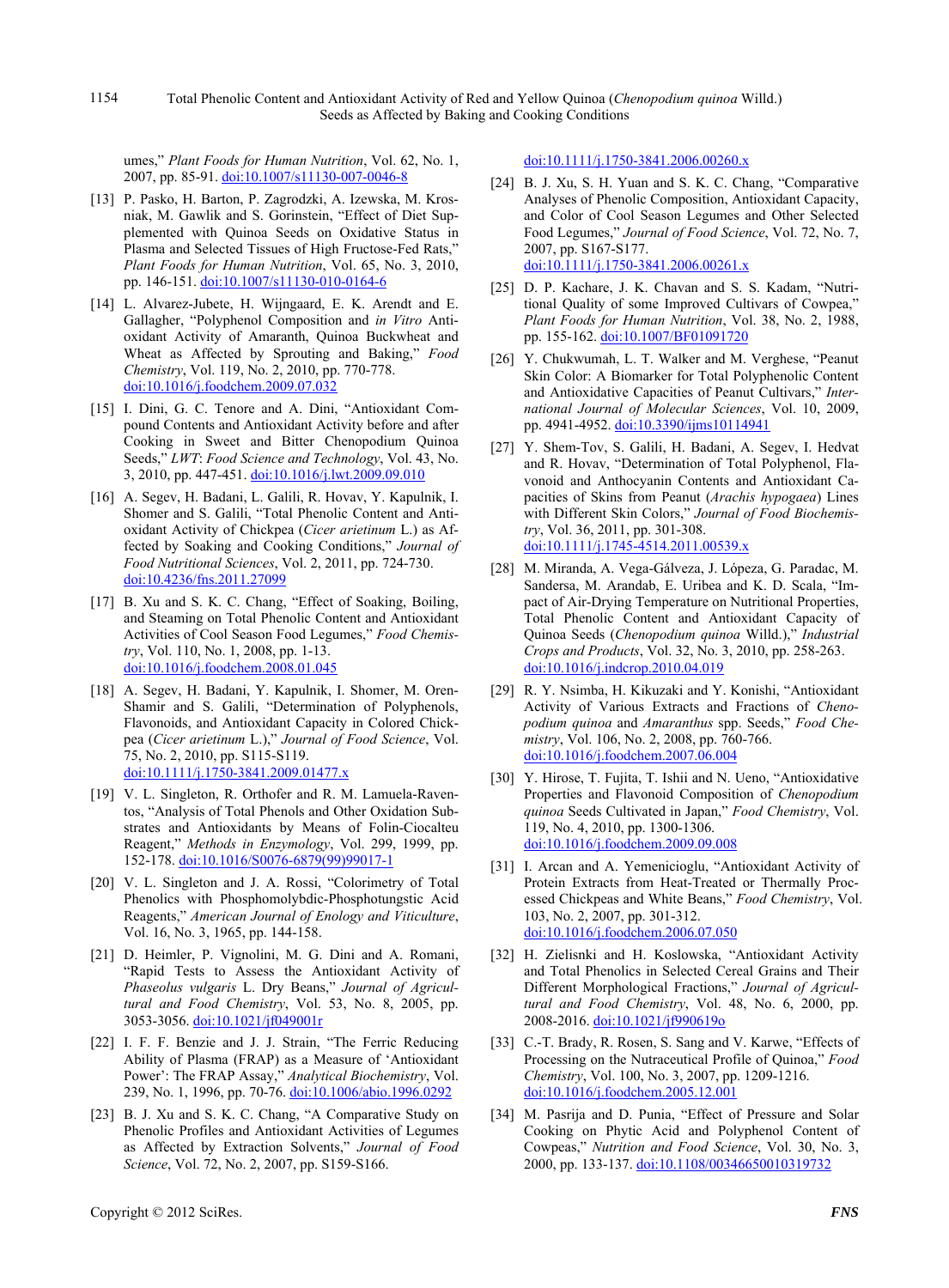umes," *Plant Foods for Human Nutrition*, Vol. 62, No. 1, 2007, pp. 85-91. doi:10.1007/s11130-007-0046-8

[13] P. Pasko, H. Barton, P. Zagrodzki, A. Izewska, M. Krosniak, M. Gawlik and S. Gorinstein, "Effect of Diet Supplemented with Quinoa Seeds on Oxidative Status in Plasma and Selected Tissues of High Fructose-Fed Rats," *Plant Foods for Human Nutrition*, Vol. 65, No. 3, 2010, pp. 146-151. doi:10.1007/s11130-010-0164-6

[14] L. Alvarez-Jubete, H. Wijngaard, E. K. Arendt and E. Gallagher, "Polyphenol Composition and *in Vitro* Antioxidant Activity of Amaranth, Quinoa Buckwheat and Wheat as Affected by Sprouting and Baking," *Food Chemistry*, Vol. 119, No. 2, 2010, pp. 770-778. doi:10.1016/j.foodchem.2009.07.032

[15] I. Dini, G. C. Tenore and A. Dini, "Antioxidant Compound Contents and Antioxidant Activity before and after Cooking in Sweet and Bitter Chenopodium Quinoa Seeds," *LWT*: *Food Science and Technology*, Vol. 43, No. 3, 2010, pp. 447-451. doi:10.1016/j.lwt.2009.09.010

[16] A. Segev, H. Badani, L. Galili, R. Hovav, Y. Kapulnik, I. Shomer and S. Galili, "Total Phenolic Content and Antioxidant Activity of Chickpea (*Cicer arietinum* L.) as Affected by Soaking and Cooking Conditions," *Journal of Food Nutritional Sciences*, Vol. 2, 2011, pp. 724-730. doi:10.4236/fns.2011.27099

[17] B. Xu and S. K. C. Chang, "Effect of Soaking, Boiling, and Steaming on Total Phenolic Content and Antioxidant Activities of Cool Season Food Legumes," *Food Chemistry*, Vol. 110, No. 1, 2008, pp. 1-13. doi:10.1016/j.foodchem.2008.01.045

[18] A. Segev, H. Badani, Y. Kapulnik, I. Shomer, M. Oren-Shamir and S. Galili, "Determination of Polyphenols, Flavonoids, and Antioxidant Capacity in Colored Chickpea (*Cicer arietinum* L.)," *Journal of Food Science*, Vol. 75, No. 2, 2010, pp. S115-S119. doi:10.1111/j.1750-3841.2009.01477.x

[19] V. L. Singleton, R. Orthofer and R. M. Lamuela-Raventos, "Analysis of Total Phenols and Other Oxidation Substrates and Antioxidants by Means of Folin-Ciocalteu Reagent," *Methods in Enzymology*, Vol. 299, 1999, pp. 152-178. doi:10.1016/S0076-6879(99)99017-1

[20] V. L. Singleton and J. A. Rossi, "Colorimetry of Total Phenolics with Phosphomolybdic-Phosphotungstic Acid Reagents," *American Journal of Enology and Viticulture*, Vol. 16, No. 3, 1965, pp. 144-158.

[21] D. Heimler, P. Vignolini, M. G. Dini and A. Romani, "Rapid Tests to Assess the Antioxidant Activity of *Phaseolus vulgaris* L. Dry Beans," *Journal of Agricultural and Food Chemistry*, Vol. 53, No. 8, 2005, pp. 3053-3056. doi:10.1021/jf049001r

[22] I. F. F. Benzie and J. J. Strain, "The Ferric Reducing Ability of Plasma (FRAP) as a Measure of 'Antioxidant Power': The FRAP Assay," *Analytical Biochemistry*, Vol. 239, No. 1, 1996, pp. 70-76. doi:10.1006/abio.1996.0292

[23] B. J. Xu and S. K. C. Chang, "A Comparative Study on Phenolic Profiles and Antioxidant Activities of Legumes as Affected by Extraction Solvents," *Journal of Food Science*, Vol. 72, No. 2, 2007, pp. S159-S166. doi:10.1111/j.1750-3841.2006.00260.x

[24] B. J. Xu, S. H. Yuan and S. K. C. Chang, "Comparative Analyses of Phenolic Composition, Antioxidant Capacity, and Color of Cool Season Legumes and Other Selected Food Legumes," *Journal of Food Science*, Vol. 72, No. 7, 2007, pp. S167-S177. doi:10.1111/j.1750-3841.2006.00261.x

[25] D. P. Kachare, J. K. Chavan and S. S. Kadam, "Nutritional Quality of some Improved Cultivars of Cowpea," *Plant Foods for Human Nutrition*, Vol. 38, No. 2, 1988, pp. 155-162. doi:10.1007/BF01091720

[26] Y. Chukwumah, L. T. Walker and M. Verghese, "Peanut Skin Color: A Biomarker for Total Polyphenolic Content and Antioxidative Capacities of Peanut Cultivars," *International Journal of Molecular Sciences*, Vol. 10, 2009, pp. 4941-4952. doi:10.3390/ijms10114941

[27] Y. Shem-Tov, S. Galili, H. Badani, A. Segev, I. Hedvat and R. Hovav, "Determination of Total Polyphenol, Flavonoid and Anthocyanin Contents and Antioxidant Capacities of Skins from Peanut (*Arachis hypogaea*) Lines with Different Skin Colors," *Journal of Food Biochemistry*, Vol. 36, 2011, pp. 301-308. doi:10.1111/j.1745-4514.2011.00539.x

[28] M. Miranda, A. Vega-Gálveza, J. Lópeza, G. Paradac, M. Sandersa, M. Arandab, E. Uribea and K. D. Scala, "Impact of Air-Drying Temperature on Nutritional Properties, Total Phenolic Content and Antioxidant Capacity of Quinoa Seeds (*Chenopodium quinoa* Willd.)," *Industrial Crops and Products*, Vol. 32, No. 3, 2010, pp. 258-263. doi:10.1016/j.indcrop.2010.04.019

[29] R. Y. Nsimba, H. Kikuzaki and Y. Konishi, "Antioxidant Activity of Various Extracts and Fractions of *Chenopodium quinoa* and *Amaranthus* spp. Seeds," *Food Chemistry*, Vol. 106, No. 2, 2008, pp. 760-766. doi:10.1016/j.foodchem.2007.06.004

[30] Y. Hirose, T. Fujita, T. Ishii and N. Ueno, "Antioxidative Properties and Flavonoid Composition of *Chenopodium quinoa* Seeds Cultivated in Japan," *Food Chemistry*, Vol. 119, No. 4, 2010, pp. 1300-1306. doi:10.1016/j.foodchem.2009.09.008

[31] I. Arcan and A. Yemenicioglu, "Antioxidant Activity of Protein Extracts from Heat-Treated or Thermally Processed Chickpeas and White Beans," *Food Chemistry*, Vol. 103, No. 2, 2007, pp. 301-312. doi:10.1016/j.foodchem.2006.07.050

[32] H. Zielisnki and H. Koslowska, "Antioxidant Activity and Total Phenolics in Selected Cereal Grains and Their Different Morphological Fractions," *Journal of Agricultural and Food Chemistry*, Vol. 48, No. 6, 2000, pp. 2008-2016. doi:10.1021/jf990619o

[33] C.-T. Brady, R. Rosen, S. Sang and V. Karwe, "Effects of Processing on the Nutraceutical Profile of Quinoa," *Food Chemistry*, Vol. 100, No. 3, 2007, pp. 1209-1216. doi:10.1016/j.foodchem.2005.12.001

[34] M. Pasrija and D. Punia, "Effect of Pressure and Solar Cooking on Phytic Acid and Polyphenol Content of Cowpeas," *Nutrition and Food Science*, Vol. 30, No. 3, 2000, pp. 133-137. doi:10.1108/00346650010319732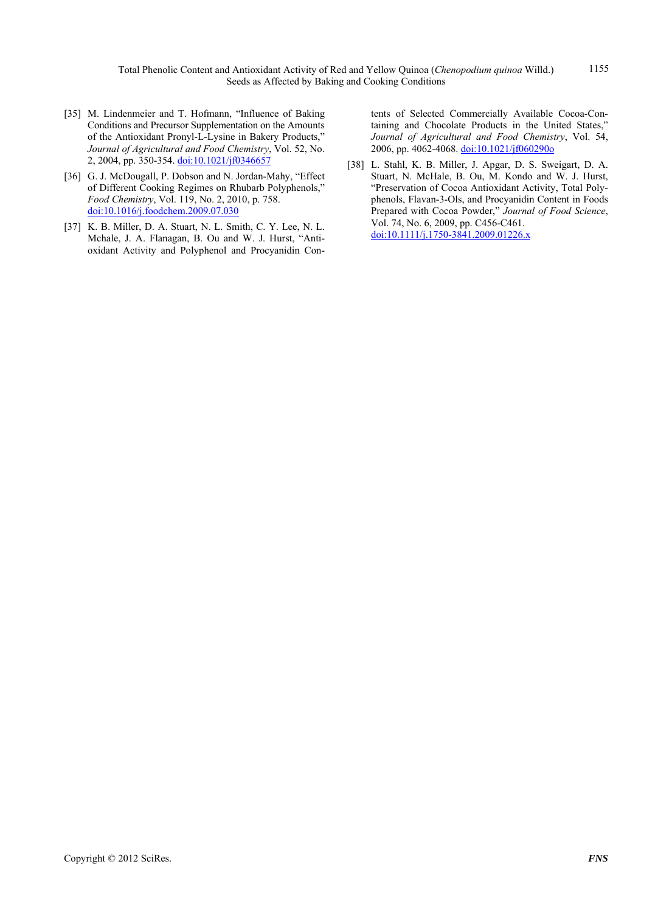[35] M. Lindenmeier and T. Hofmann, "Influence of Baking Conditions and Precursor Supplementation on the Amounts of the Antioxidant Pronyl-L-Lysine in Bakery Products," *Journal of Agricultural and Food Chemistry*, Vol. 52, No. 2, 2004, pp. 350-354. doi:10.1021/jf0346657

[36] G. J. McDougall, P. Dobson and N. Jordan-Mahy, "Effect of Different Cooking Regimes on Rhubarb Polyphenols," *Food Chemistry*, Vol. 119, No. 2, 2010, p. 758. doi:10.1016/j.foodchem.2009.07.030

[37] K. B. Miller, D. A. Stuart, N. L. Smith, C. Y. Lee, N. L. Mchale, J. A. Flanagan, B. Ou and W. J. Hurst, "Antioxidant Activity and Polyphenol and Procyanidin Contents of Selected Commercially Available Cocoa-Containing and Chocolate Products in the United States," *Journal of Agricultural and Food Chemistry*, Vol. 54, 2006, pp. 4062-4068. doi:10.1021/jf060290o

[38] L. Stahl, K. B. Miller, J. Apgar, D. S. Sweigart, D. A. Stuart, N. McHale, B. Ou, M. Kondo and W. J. Hurst, "Preservation of Cocoa Antioxidant Activity, Total Polyphenols, Flavan-3-Ols, and Procyanidin Content in Foods Prepared with Cocoa Powder," *Journal of Food Science*, Vol. 74, No. 6, 2009, pp. C456-C461. doi:10.1111/j.1750-3841.2009.01226.x